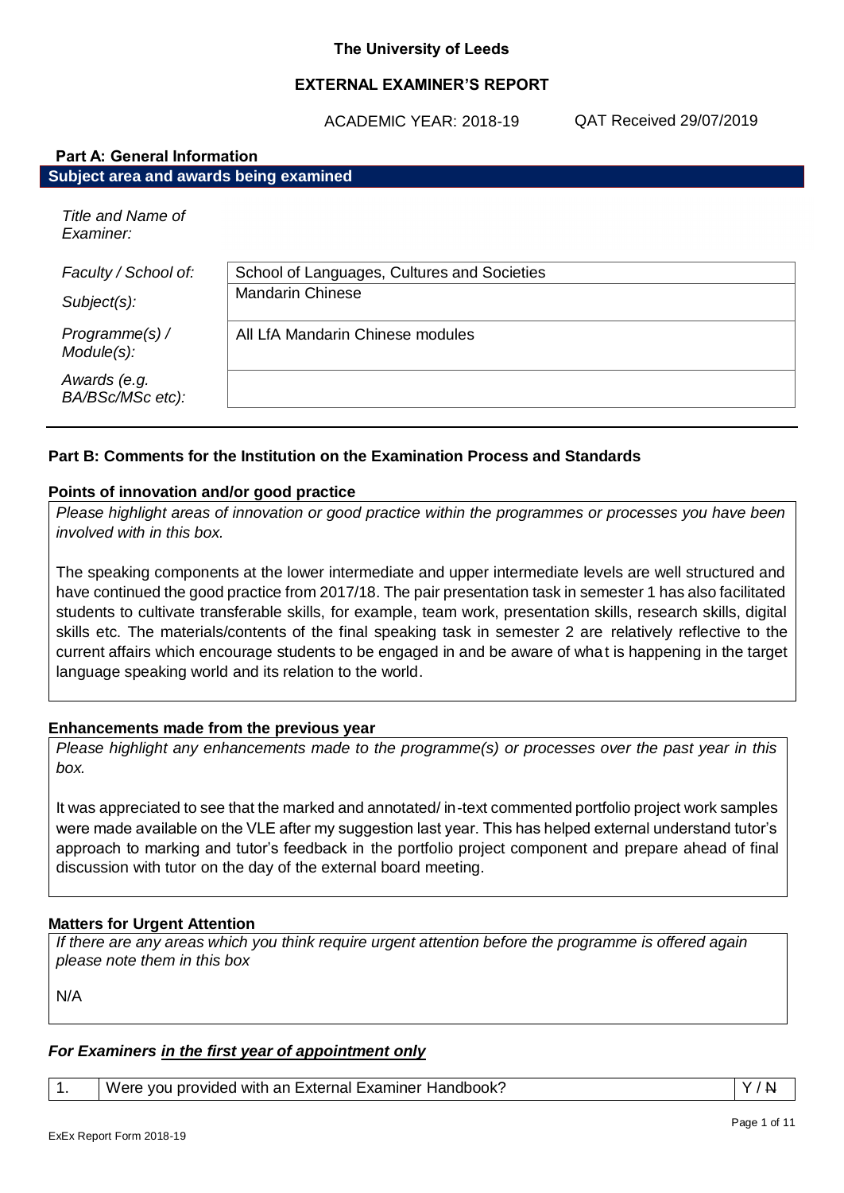**The University of Leeds**

**EXTERNAL EXAMINER'S REPORT**

ACADEMIC YEAR: 2018-19 QAT Received 29/07/2019

## Part A: General Information

### Subject area and awards being examined

| | |
|---|---|
| *Title and Name of Examiner:* | |
| *Faculty / School of:* | School of Languages, Cultures and Societies |
| *Subject(s):* | Mandarin Chinese |
| *Programme(s) / Module(s):* | All LfA Mandarin Chinese modules |
| *Awards (e.g. BA/BSc/MSc etc):* | |

## Part B: Comments for the Institution on the Examination Process and Standards

### Points of innovation and/or good practice

*Please highlight areas of innovation or good practice within the programmes or processes you have been involved with in this box.*

The speaking components at the lower intermediate and upper intermediate levels are well structured and have continued the good practice from 2017/18. The pair presentation task in semester 1 has also facilitated students to cultivate transferable skills, for example, team work, presentation skills, research skills, digital skills etc. The materials/contents of the final speaking task in semester 2 are relatively reflective to the current affairs which encourage students to be engaged in and be aware of what is happening in the target language speaking world and its relation to the world.

### Enhancements made from the previous year

*Please highlight any enhancements made to the programme(s) or processes over the past year in this box.*

It was appreciated to see that the marked and annotated/ in-text commented portfolio project work samples were made available on the VLE after my suggestion last year. This has helped external understand tutor's approach to marking and tutor's feedback in the portfolio project component and prepare ahead of final discussion with tutor on the day of the external board meeting.

### Matters for Urgent Attention

*If there are any areas which you think require urgent attention before the programme is offered again please note them in this box*

N/A

### *For Examiners in the first year of appointment only*

| | | |
|---|---|---|
| 1. | Were you provided with an External Examiner Handbook? | Y / ~~N~~ |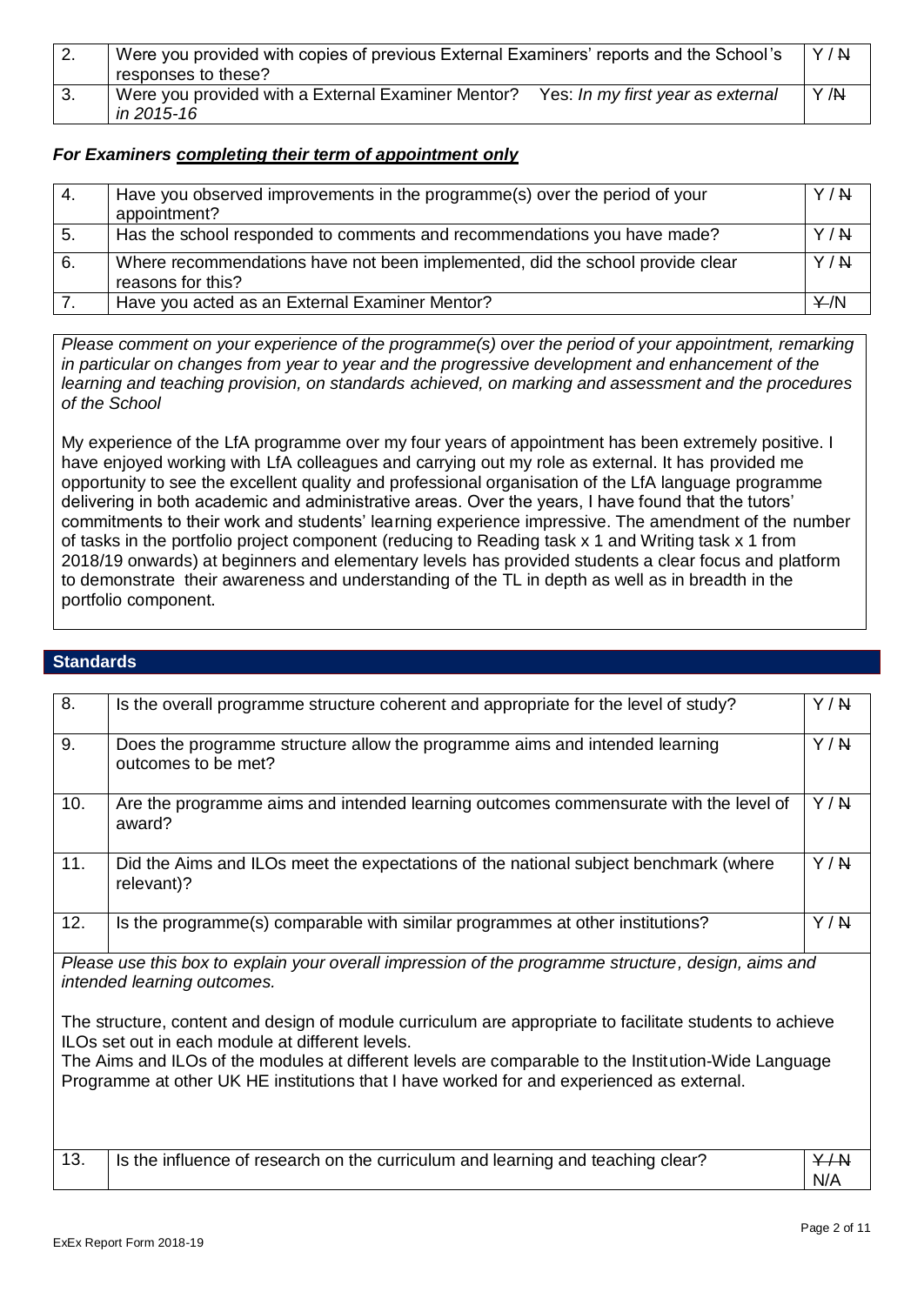| | | |
|---|---|---|
| 2. | Were you provided with copies of previous External Examiners' reports and the School's responses to these? | Y / ~~N~~ |
| 3. | Were you provided with a External Examiner Mentor? Yes: *In my first year as external in 2015-16* | Y /~~N~~ |

### *For Examiners **completing their term of appointment only***

| | | |
|---|---|---|
| 4. | Have you observed improvements in the programme(s) over the period of your appointment? | Y / ~~N~~ |
| 5. | Has the school responded to comments and recommendations you have made? | Y / ~~N~~ |
| 6. | Where recommendations have not been implemented, did the school provide clear reasons for this? | Y / ~~N~~ |
| 7. | Have you acted as an External Examiner Mentor? | ~~Y~~/N |

*Please comment on your experience of the programme(s) over the period of your appointment, remarking in particular on changes from year to year and the progressive development and enhancement of the learning and teaching provision, on standards achieved, on marking and assessment and the procedures of the School*

My experience of the LfA programme over my four years of appointment has been extremely positive. I have enjoyed working with LfA colleagues and carrying out my role as external. It has provided me opportunity to see the excellent quality and professional organisation of the LfA language programme delivering in both academic and administrative areas. Over the years, I have found that the tutors' commitments to their work and students' learning experience impressive. The amendment of the number of tasks in the portfolio project component (reducing to Reading task x 1 and Writing task x 1 from 2018/19 onwards) at beginners and elementary levels has provided students a clear focus and platform to demonstrate their awareness and understanding of the TL in depth as well as in breadth in the portfolio component.

## Standards

| | | |
|---|---|---|
| 8. | Is the overall programme structure coherent and appropriate for the level of study? | Y / ~~N~~ |
| 9. | Does the programme structure allow the programme aims and intended learning outcomes to be met? | Y / ~~N~~ |
| 10. | Are the programme aims and intended learning outcomes commensurate with the level of award? | Y / ~~N~~ |
| 11. | Did the Aims and ILOs meet the expectations of the national subject benchmark (where relevant)? | Y / ~~N~~ |
| 12. | Is the programme(s) comparable with similar programmes at other institutions? | Y / ~~N~~ |

*Please use this box to explain your overall impression of the programme structure, design, aims and intended learning outcomes.*

The structure, content and design of module curriculum are appropriate to facilitate students to achieve ILOs set out in each module at different levels.
The Aims and ILOs of the modules at different levels are comparable to the Institution-Wide Language Programme at other UK HE institutions that I have worked for and experienced as external.

| | | |
|---|---|---|
| 13. | Is the influence of research on the curriculum and learning and teaching clear? | ~~Y / N~~ N/A |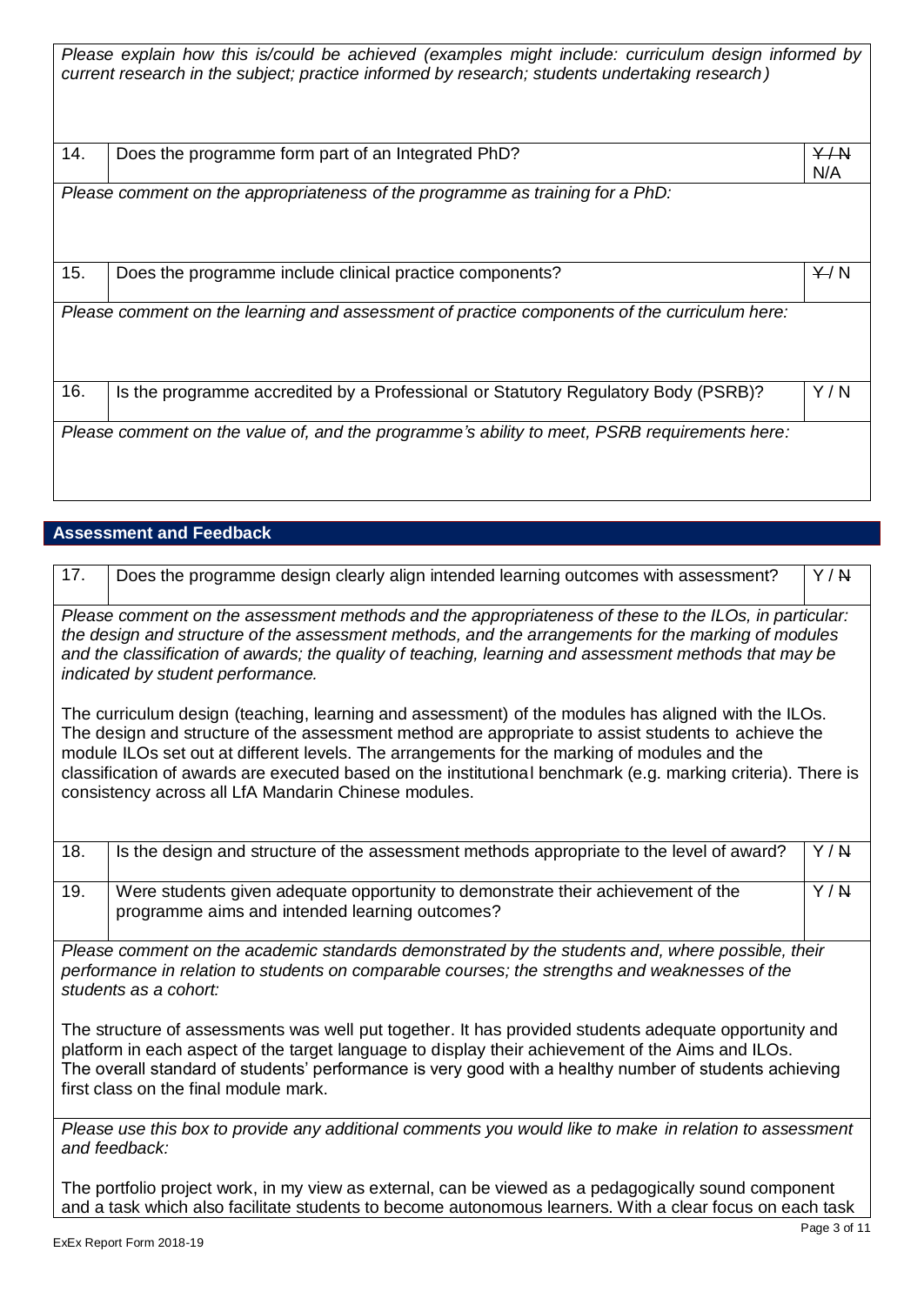*Please explain how this is/could be achieved (examples might include: curriculum design informed by current research in the subject; practice informed by research; students undertaking research)*

| | | |
|---|---|---|
| 14. | Does the programme form part of an Integrated PhD? | ~~Y / N~~ N/A |

*Please comment on the appropriateness of the programme as training for a PhD:*

| | | |
|---|---|---|
| 15. | Does the programme include clinical practice components? | ~~Y~~ / N |

*Please comment on the learning and assessment of practice components of the curriculum here:*

| | | |
|---|---|---|
| 16. | Is the programme accredited by a Professional or Statutory Regulatory Body (PSRB)? | Y / N |

*Please comment on the value of, and the programme's ability to meet, PSRB requirements here:*

## Assessment and Feedback

| | | |
|---|---|---|
| 17. | Does the programme design clearly align intended learning outcomes with assessment? | Y / ~~N~~ |

*Please comment on the assessment methods and the appropriateness of these to the ILOs, in particular: the design and structure of the assessment methods, and the arrangements for the marking of modules and the classification of awards; the quality of teaching, learning and assessment methods that may be indicated by student performance.*

The curriculum design (teaching, learning and assessment) of the modules has aligned with the ILOs. The design and structure of the assessment method are appropriate to assist students to achieve the module ILOs set out at different levels. The arrangements for the marking of modules and the classification of awards are executed based on the institutional benchmark (e.g. marking criteria). There is consistency across all LfA Mandarin Chinese modules.

| | | |
|---|---|---|
| 18. | Is the design and structure of the assessment methods appropriate to the level of award? | Y / ~~N~~ |
| 19. | Were students given adequate opportunity to demonstrate their achievement of the programme aims and intended learning outcomes? | Y / ~~N~~ |

*Please comment on the academic standards demonstrated by the students and, where possible, their performance in relation to students on comparable courses; the strengths and weaknesses of the students as a cohort:*

The structure of assessments was well put together. It has provided students adequate opportunity and platform in each aspect of the target language to display their achievement of the Aims and ILOs. The overall standard of students' performance is very good with a healthy number of students achieving first class on the final module mark.

*Please use this box to provide any additional comments you would like to make in relation to assessment and feedback:*

The portfolio project work, in my view as external, can be viewed as a pedagogically sound component and a task which also facilitate students to become autonomous learners. With a clear focus on each task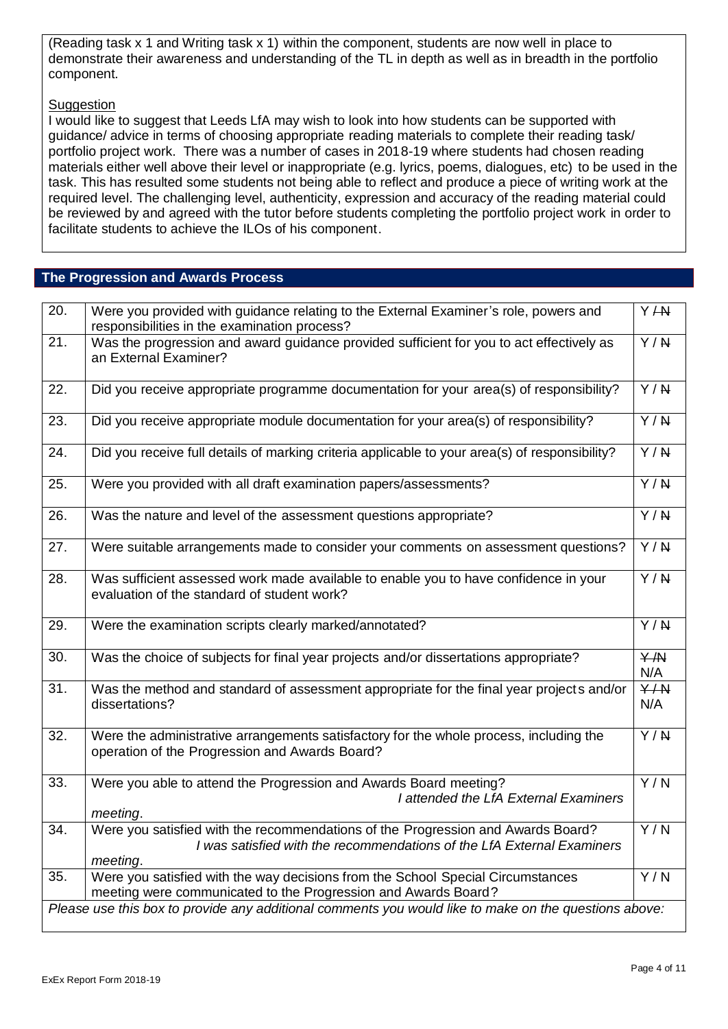(Reading task x 1 and Writing task x 1) within the component, students are now well in place to demonstrate their awareness and understanding of the TL in depth as well as in breadth in the portfolio component.

Suggestion

I would like to suggest that Leeds LfA may wish to look into how students can be supported with guidance/ advice in terms of choosing appropriate reading materials to complete their reading task/ portfolio project work. There was a number of cases in 2018-19 where students had chosen reading materials either well above their level or inappropriate (e.g. lyrics, poems, dialogues, etc) to be used in the task. This has resulted some students not being able to reflect and produce a piece of writing work at the required level. The challenging level, authenticity, expression and accuracy of the reading material could be reviewed by and agreed with the tutor before students completing the portfolio project work in order to facilitate students to achieve the ILOs of his component.

## The Progression and Awards Process

| | | |
|---|---|---|
| 20. | Were you provided with guidance relating to the External Examiner's role, powers and responsibilities in the examination process? | Y / ~~N~~ |
| 21. | Was the progression and award guidance provided sufficient for you to act effectively as an External Examiner? | Y / ~~N~~ |
| 22. | Did you receive appropriate programme documentation for your area(s) of responsibility? | Y / ~~N~~ |
| 23. | Did you receive appropriate module documentation for your area(s) of responsibility? | Y / ~~N~~ |
| 24. | Did you receive full details of marking criteria applicable to your area(s) of responsibility? | Y / ~~N~~ |
| 25. | Were you provided with all draft examination papers/assessments? | Y / ~~N~~ |
| 26. | Was the nature and level of the assessment questions appropriate? | Y / ~~N~~ |
| 27. | Were suitable arrangements made to consider your comments on assessment questions? | Y / ~~N~~ |
| 28. | Was sufficient assessed work made available to enable you to have confidence in your evaluation of the standard of student work? | Y / ~~N~~ |
| 29. | Were the examination scripts clearly marked/annotated? | Y / ~~N~~ |
| 30. | Was the choice of subjects for final year projects and/or dissertations appropriate? | ~~Y /N~~ N/A |
| 31. | Was the method and standard of assessment appropriate for the final year projects and/or dissertations? | ~~Y / N~~ N/A |
| 32. | Were the administrative arrangements satisfactory for the whole process, including the operation of the Progression and Awards Board? | Y / ~~N~~ |
| 33. | Were you able to attend the Progression and Awards Board meeting? *I attended the LfA External Examiners meeting.* | Y / N |
| 34. | Were you satisfied with the recommendations of the Progression and Awards Board? *I was satisfied with the recommendations of the LfA External Examiners meeting.* | Y / N |
| 35. | Were you satisfied with the way decisions from the School Special Circumstances meeting were communicated to the Progression and Awards Board? | Y / N |

*Please use this box to provide any additional comments you would like to make on the questions above:*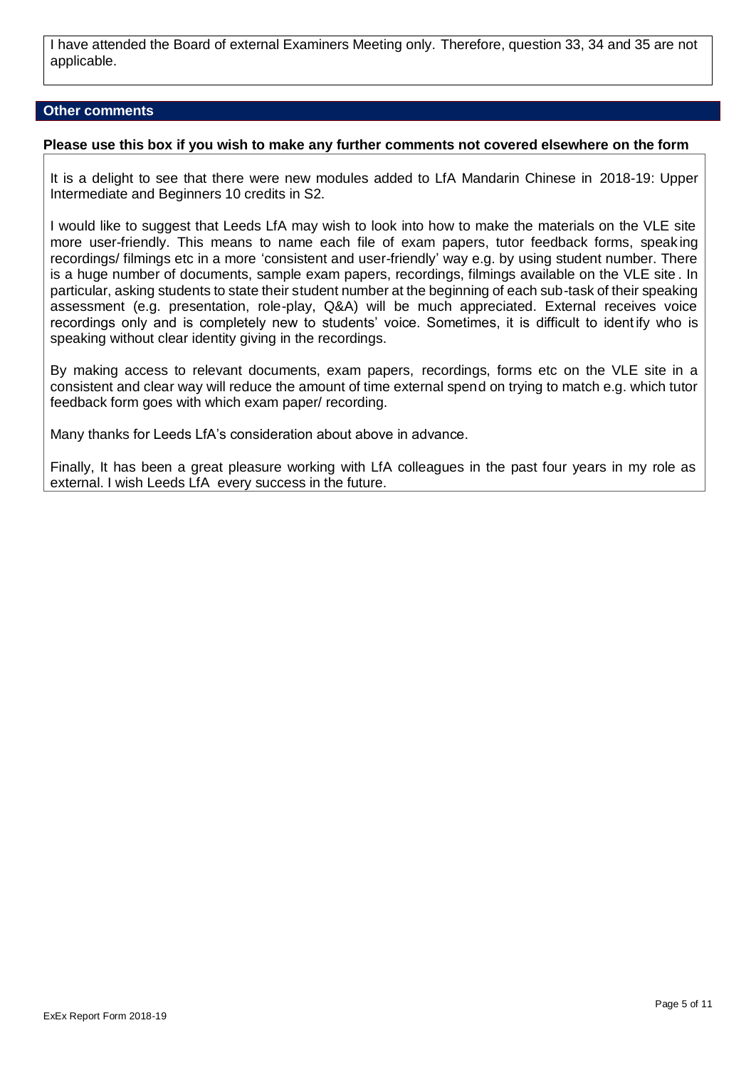I have attended the Board of external Examiners Meeting only. Therefore, question 33, 34 and 35 are not applicable.

## Other comments

**Please use this box if you wish to make any further comments not covered elsewhere on the form**

It is a delight to see that there were new modules added to LfA Mandarin Chinese in 2018-19: Upper Intermediate and Beginners 10 credits in S2.

I would like to suggest that Leeds LfA may wish to look into how to make the materials on the VLE site more user-friendly. This means to name each file of exam papers, tutor feedback forms, speaking recordings/ filmings etc in a more 'consistent and user-friendly' way e.g. by using student number. There is a huge number of documents, sample exam papers, recordings, filmings available on the VLE site. In particular, asking students to state their student number at the beginning of each sub-task of their speaking assessment (e.g. presentation, role-play, Q&A) will be much appreciated. External receives voice recordings only and is completely new to students' voice. Sometimes, it is difficult to identify who is speaking without clear identity giving in the recordings.

By making access to relevant documents, exam papers, recordings, forms etc on the VLE site in a consistent and clear way will reduce the amount of time external spend on trying to match e.g. which tutor feedback form goes with which exam paper/ recording.

Many thanks for Leeds LfA's consideration about above in advance.

Finally, It has been a great pleasure working with LfA colleagues in the past four years in my role as external. I wish Leeds LfA every success in the future.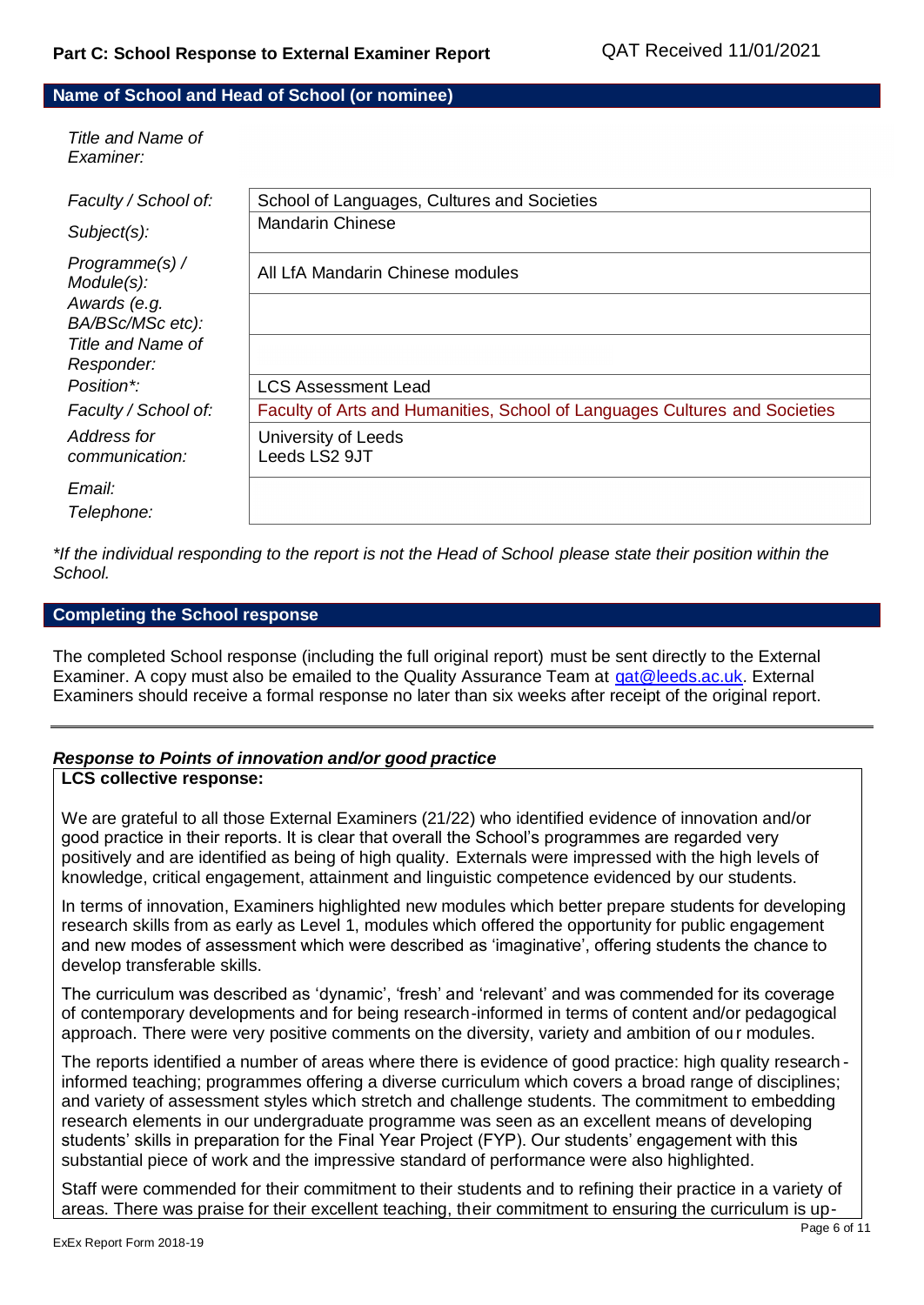## Part C: School Response to External Examiner Report

QAT Received 11/01/2021

### Name of School and Head of School (or nominee)

| | |
|---|---|
| *Title and Name of Examiner:* | |
| *Faculty / School of:* | School of Languages, Cultures and Societies |
| *Subject(s):* | Mandarin Chinese |
| *Programme(s) / Module(s):* | All LfA Mandarin Chinese modules |
| *Awards (e.g. BA/BSc/MSc etc):* | |
| *Title and Name of Responder:* | |
| *Position\*:* | LCS Assessment Lead |
| *Faculty / School of:* | Faculty of Arts and Humanities, School of Languages Cultures and Societies |
| *Address for communication:* | University of Leeds<br>Leeds LS2 9JT |
| *Email:*<br>*Telephone:* | |

*\*If the individual responding to the report is not the Head of School please state their position within the School.*

### Completing the School response

The completed School response (including the full original report) must be sent directly to the External Examiner. A copy must also be emailed to the Quality Assurance Team at qat@leeds.ac.uk. External Examiners should receive a formal response no later than six weeks after receipt of the original report.

---

#### *Response to Points of innovation and/or good practice*

**LCS collective response:**

We are grateful to all those External Examiners (21/22) who identified evidence of innovation and/or good practice in their reports. It is clear that overall the School's programmes are regarded very positively and are identified as being of high quality. Externals were impressed with the high levels of knowledge, critical engagement, attainment and linguistic competence evidenced by our students.

In terms of innovation, Examiners highlighted new modules which better prepare students for developing research skills from as early as Level 1, modules which offered the opportunity for public engagement and new modes of assessment which were described as 'imaginative', offering students the chance to develop transferable skills.

The curriculum was described as 'dynamic', 'fresh' and 'relevant' and was commended for its coverage of contemporary developments and for being research-informed in terms of content and/or pedagogical approach. There were very positive comments on the diversity, variety and ambition of our modules.

The reports identified a number of areas where there is evidence of good practice: high quality research-informed teaching; programmes offering a diverse curriculum which covers a broad range of disciplines; and variety of assessment styles which stretch and challenge students. The commitment to embedding research elements in our undergraduate programme was seen as an excellent means of developing students' skills in preparation for the Final Year Project (FYP). Our students' engagement with this substantial piece of work and the impressive standard of performance were also highlighted.

Staff were commended for their commitment to their students and to refining their practice in a variety of areas. There was praise for their excellent teaching, their commitment to ensuring the curriculum is up-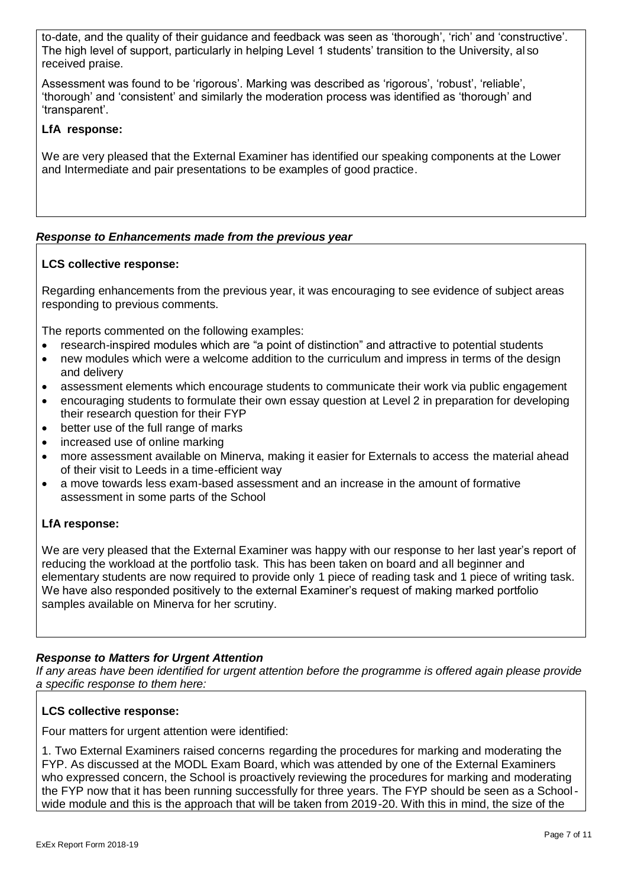to-date, and the quality of their guidance and feedback was seen as 'thorough', 'rich' and 'constructive'. The high level of support, particularly in helping Level 1 students' transition to the University, also received praise.

Assessment was found to be 'rigorous'. Marking was described as 'rigorous', 'robust', 'reliable', 'thorough' and 'consistent' and similarly the moderation process was identified as 'thorough' and 'transparent'.

**LfA response:**

We are very pleased that the External Examiner has identified our speaking components at the Lower and Intermediate and pair presentations to be examples of good practice.

***Response to Enhancements made from the previous year***

**LCS collective response:**

Regarding enhancements from the previous year, it was encouraging to see evidence of subject areas responding to previous comments.

The reports commented on the following examples:

- research-inspired modules which are "a point of distinction" and attractive to potential students
- new modules which were a welcome addition to the curriculum and impress in terms of the design and delivery
- assessment elements which encourage students to communicate their work via public engagement
- encouraging students to formulate their own essay question at Level 2 in preparation for developing their research question for their FYP
- better use of the full range of marks
- increased use of online marking
- more assessment available on Minerva, making it easier for Externals to access the material ahead of their visit to Leeds in a time-efficient way
- a move towards less exam-based assessment and an increase in the amount of formative assessment in some parts of the School

**LfA response:**

We are very pleased that the External Examiner was happy with our response to her last year's report of reducing the workload at the portfolio task. This has been taken on board and all beginner and elementary students are now required to provide only 1 piece of reading task and 1 piece of writing task. We have also responded positively to the external Examiner's request of making marked portfolio samples available on Minerva for her scrutiny.

***Response to Matters for Urgent Attention***

*If any areas have been identified for urgent attention before the programme is offered again please provide a specific response to them here:*

**LCS collective response:**

Four matters for urgent attention were identified:

1. Two External Examiners raised concerns regarding the procedures for marking and moderating the FYP. As discussed at the MODL Exam Board, which was attended by one of the External Examiners who expressed concern, the School is proactively reviewing the procedures for marking and moderating the FYP now that it has been running successfully for three years. The FYP should be seen as a School-wide module and this is the approach that will be taken from 2019-20. With this in mind, the size of the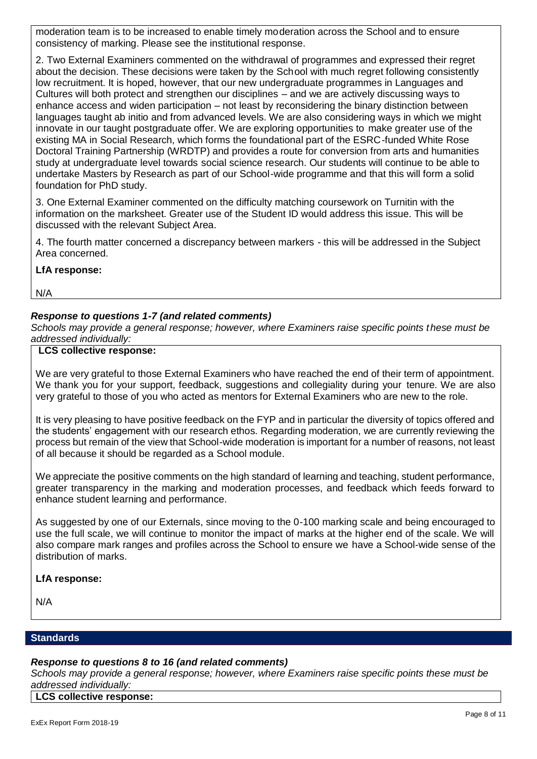moderation team is to be increased to enable timely moderation across the School and to ensure consistency of marking. Please see the institutional response.

2. Two External Examiners commented on the withdrawal of programmes and expressed their regret about the decision. These decisions were taken by the School with much regret following consistently low recruitment. It is hoped, however, that our new undergraduate programmes in Languages and Cultures will both protect and strengthen our disciplines – and we are actively discussing ways to enhance access and widen participation – not least by reconsidering the binary distinction between languages taught ab initio and from advanced levels. We are also considering ways in which we might innovate in our taught postgraduate offer. We are exploring opportunities to make greater use of the existing MA in Social Research, which forms the foundational part of the ESRC-funded White Rose Doctoral Training Partnership (WRDTP) and provides a route for conversion from arts and humanities study at undergraduate level towards social science research. Our students will continue to be able to undertake Masters by Research as part of our School-wide programme and that this will form a solid foundation for PhD study.

3. One External Examiner commented on the difficulty matching coursework on Turnitin with the information on the marksheet. Greater use of the Student ID would address this issue. This will be discussed with the relevant Subject Area.

4. The fourth matter concerned a discrepancy between markers - this will be addressed in the Subject Area concerned.

**LfA response:**

N/A

***Response to questions 1-7 (and related comments)***

*Schools may provide a general response; however, where Examiners raise specific points these must be addressed individually:*

**LCS collective response:**

We are very grateful to those External Examiners who have reached the end of their term of appointment. We thank you for your support, feedback, suggestions and collegiality during your tenure. We are also very grateful to those of you who acted as mentors for External Examiners who are new to the role.

It is very pleasing to have positive feedback on the FYP and in particular the diversity of topics offered and the students' engagement with our research ethos. Regarding moderation, we are currently reviewing the process but remain of the view that School-wide moderation is important for a number of reasons, not least of all because it should be regarded as a School module.

We appreciate the positive comments on the high standard of learning and teaching, student performance, greater transparency in the marking and moderation processes, and feedback which feeds forward to enhance student learning and performance.

As suggested by one of our Externals, since moving to the 0-100 marking scale and being encouraged to use the full scale, we will continue to monitor the impact of marks at the higher end of the scale. We will also compare mark ranges and profiles across the School to ensure we have a School-wide sense of the distribution of marks.

**LfA response:**

N/A

## Standards

***Response to questions 8 to 16 (and related comments)***

*Schools may provide a general response; however, where Examiners raise specific points these must be addressed individually:*

**LCS collective response:**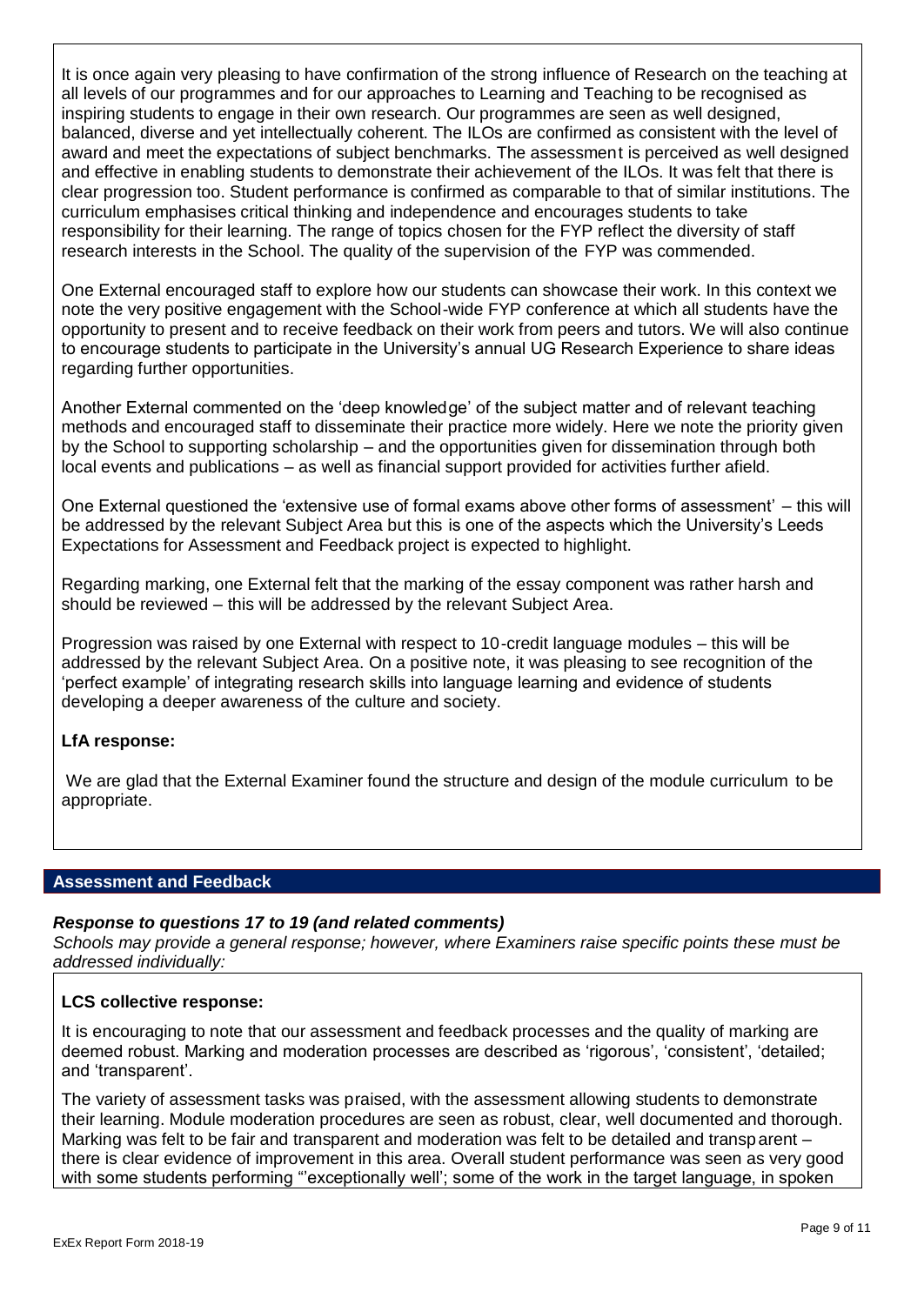It is once again very pleasing to have confirmation of the strong influence of Research on the teaching at all levels of our programmes and for our approaches to Learning and Teaching to be recognised as inspiring students to engage in their own research. Our programmes are seen as well designed, balanced, diverse and yet intellectually coherent. The ILOs are confirmed as consistent with the level of award and meet the expectations of subject benchmarks. The assessment is perceived as well designed and effective in enabling students to demonstrate their achievement of the ILOs. It was felt that there is clear progression too. Student performance is confirmed as comparable to that of similar institutions. The curriculum emphasises critical thinking and independence and encourages students to take responsibility for their learning. The range of topics chosen for the FYP reflect the diversity of staff research interests in the School. The quality of the supervision of the FYP was commended.

One External encouraged staff to explore how our students can showcase their work. In this context we note the very positive engagement with the School-wide FYP conference at which all students have the opportunity to present and to receive feedback on their work from peers and tutors. We will also continue to encourage students to participate in the University's annual UG Research Experience to share ideas regarding further opportunities.

Another External commented on the 'deep knowledge' of the subject matter and of relevant teaching methods and encouraged staff to disseminate their practice more widely. Here we note the priority given by the School to supporting scholarship – and the opportunities given for dissemination through both local events and publications – as well as financial support provided for activities further afield.

One External questioned the 'extensive use of formal exams above other forms of assessment' – this will be addressed by the relevant Subject Area but this is one of the aspects which the University's Leeds Expectations for Assessment and Feedback project is expected to highlight.

Regarding marking, one External felt that the marking of the essay component was rather harsh and should be reviewed – this will be addressed by the relevant Subject Area.

Progression was raised by one External with respect to 10-credit language modules – this will be addressed by the relevant Subject Area. On a positive note, it was pleasing to see recognition of the 'perfect example' of integrating research skills into language learning and evidence of students developing a deeper awareness of the culture and society.

**LfA response:**

We are glad that the External Examiner found the structure and design of the module curriculum to be appropriate.

## Assessment and Feedback

***Response to questions 17 to 19 (and related comments)***

*Schools may provide a general response; however, where Examiners raise specific points these must be addressed individually:*

**LCS collective response:**

It is encouraging to note that our assessment and feedback processes and the quality of marking are deemed robust. Marking and moderation processes are described as 'rigorous', 'consistent', 'detailed; and 'transparent'.

The variety of assessment tasks was praised, with the assessment allowing students to demonstrate their learning. Module moderation procedures are seen as robust, clear, well documented and thorough. Marking was felt to be fair and transparent and moderation was felt to be detailed and transparent – there is clear evidence of improvement in this area. Overall student performance was seen as very good with some students performing "'exceptionally well'; some of the work in the target language, in spoken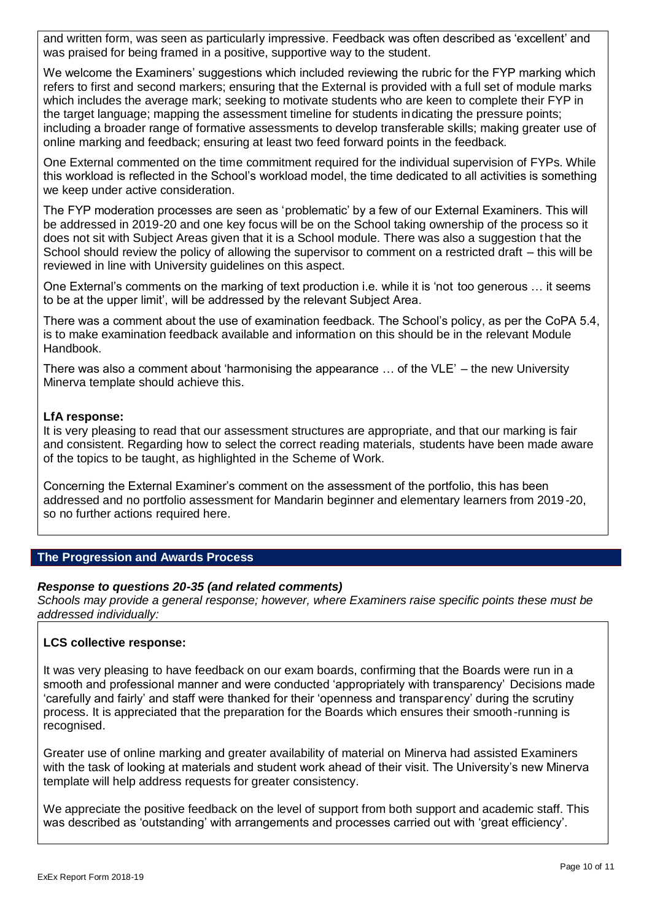and written form, was seen as particularly impressive. Feedback was often described as 'excellent' and was praised for being framed in a positive, supportive way to the student.

We welcome the Examiners' suggestions which included reviewing the rubric for the FYP marking which refers to first and second markers; ensuring that the External is provided with a full set of module marks which includes the average mark; seeking to motivate students who are keen to complete their FYP in the target language; mapping the assessment timeline for students indicating the pressure points; including a broader range of formative assessments to develop transferable skills; making greater use of online marking and feedback; ensuring at least two feed forward points in the feedback.

One External commented on the time commitment required for the individual supervision of FYPs. While this workload is reflected in the School's workload model, the time dedicated to all activities is something we keep under active consideration.

The FYP moderation processes are seen as 'problematic' by a few of our External Examiners. This will be addressed in 2019-20 and one key focus will be on the School taking ownership of the process so it does not sit with Subject Areas given that it is a School module. There was also a suggestion that the School should review the policy of allowing the supervisor to comment on a restricted draft – this will be reviewed in line with University guidelines on this aspect.

One External's comments on the marking of text production i.e. while it is 'not too generous … it seems to be at the upper limit', will be addressed by the relevant Subject Area.

There was a comment about the use of examination feedback. The School's policy, as per the CoPA 5.4, is to make examination feedback available and information on this should be in the relevant Module Handbook.

There was also a comment about 'harmonising the appearance … of the VLE' – the new University Minerva template should achieve this.

**LfA response:**
It is very pleasing to read that our assessment structures are appropriate, and that our marking is fair and consistent. Regarding how to select the correct reading materials, students have been made aware of the topics to be taught, as highlighted in the Scheme of Work.

Concerning the External Examiner's comment on the assessment of the portfolio, this has been addressed and no portfolio assessment for Mandarin beginner and elementary learners from 2019-20, so no further actions required here.

## The Progression and Awards Process

***Response to questions 20-35 (and related comments)***
*Schools may provide a general response; however, where Examiners raise specific points these must be addressed individually:*

**LCS collective response:**

It was very pleasing to have feedback on our exam boards, confirming that the Boards were run in a smooth and professional manner and were conducted 'appropriately with transparency' Decisions made 'carefully and fairly' and staff were thanked for their 'openness and transparency' during the scrutiny process. It is appreciated that the preparation for the Boards which ensures their smooth-running is recognised.

Greater use of online marking and greater availability of material on Minerva had assisted Examiners with the task of looking at materials and student work ahead of their visit. The University's new Minerva template will help address requests for greater consistency.

We appreciate the positive feedback on the level of support from both support and academic staff. This was described as 'outstanding' with arrangements and processes carried out with 'great efficiency'.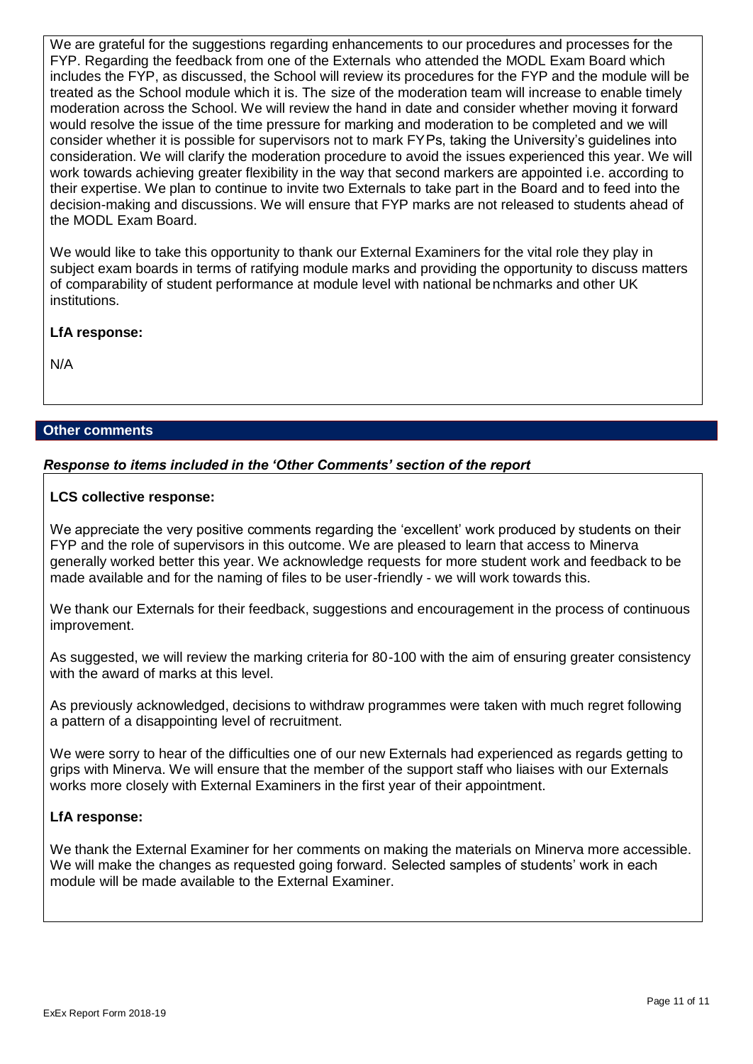We are grateful for the suggestions regarding enhancements to our procedures and processes for the FYP. Regarding the feedback from one of the Externals who attended the MODL Exam Board which includes the FYP, as discussed, the School will review its procedures for the FYP and the module will be treated as the School module which it is. The size of the moderation team will increase to enable timely moderation across the School. We will review the hand in date and consider whether moving it forward would resolve the issue of the time pressure for marking and moderation to be completed and we will consider whether it is possible for supervisors not to mark FYPs, taking the University's guidelines into consideration. We will clarify the moderation procedure to avoid the issues experienced this year. We will work towards achieving greater flexibility in the way that second markers are appointed i.e. according to their expertise. We plan to continue to invite two Externals to take part in the Board and to feed into the decision-making and discussions. We will ensure that FYP marks are not released to students ahead of the MODL Exam Board.

We would like to take this opportunity to thank our External Examiners for the vital role they play in subject exam boards in terms of ratifying module marks and providing the opportunity to discuss matters of comparability of student performance at module level with national benchmarks and other UK institutions.

**LfA response:**

N/A

## Other comments

***Response to items included in the 'Other Comments' section of the report***

**LCS collective response:**

We appreciate the very positive comments regarding the 'excellent' work produced by students on their FYP and the role of supervisors in this outcome. We are pleased to learn that access to Minerva generally worked better this year. We acknowledge requests for more student work and feedback to be made available and for the naming of files to be user-friendly - we will work towards this.

We thank our Externals for their feedback, suggestions and encouragement in the process of continuous improvement.

As suggested, we will review the marking criteria for 80-100 with the aim of ensuring greater consistency with the award of marks at this level.

As previously acknowledged, decisions to withdraw programmes were taken with much regret following a pattern of a disappointing level of recruitment.

We were sorry to hear of the difficulties one of our new Externals had experienced as regards getting to grips with Minerva. We will ensure that the member of the support staff who liaises with our Externals works more closely with External Examiners in the first year of their appointment.

**LfA response:**

We thank the External Examiner for her comments on making the materials on Minerva more accessible. We will make the changes as requested going forward. Selected samples of students' work in each module will be made available to the External Examiner.